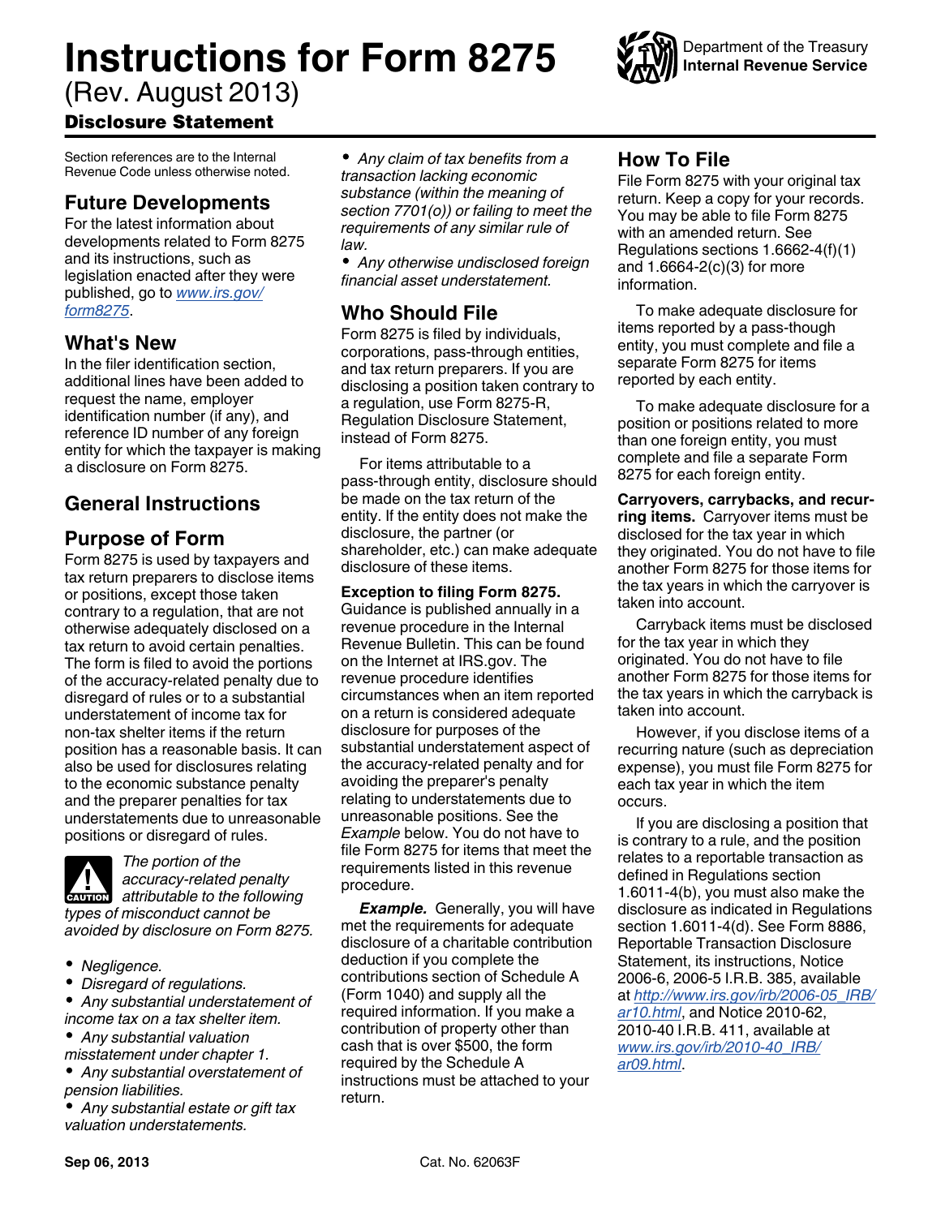# Instructions for Form 8275

(Rev. August 2013)

**Disclosure Statement**

Department of the Treasury
**Internal Revenue Service**

Section references are to the Internal Revenue Code unless otherwise noted.

## Future Developments

For the latest information about developments related to Form 8275 and its instructions, such as legislation enacted after they were published, go to *www.irs.gov/form8275*.

## What's New

In the filer identification section, additional lines have been added to request the name, employer identification number (if any), and reference ID number of any foreign entity for which the taxpayer is making a disclosure on Form 8275.

## General Instructions

## Purpose of Form

Form 8275 is used by taxpayers and tax return preparers to disclose items or positions, except those taken contrary to a regulation, that are not otherwise adequately disclosed on a tax return to avoid certain penalties. The form is filed to avoid the portions of the accuracy-related penalty due to disregard of rules or to a substantial understatement of income tax for non-tax shelter items if the return position has a reasonable basis. It can also be used for disclosures relating to the economic substance penalty and the preparer penalties for tax understatements due to unreasonable positions or disregard of rules.

**CAUTION** *The portion of the accuracy-related penalty attributable to the following types of misconduct cannot be avoided by disclosure on Form 8275.*

- *Negligence.*
- *Disregard of regulations.*
- *Any substantial understatement of income tax on a tax shelter item.*
- *Any substantial valuation misstatement under chapter 1.*
- *Any substantial overstatement of pension liabilities.*
- *Any substantial estate or gift tax valuation understatements.*
- *Any claim of tax benefits from a transaction lacking economic substance (within the meaning of section 7701(o)) or failing to meet the requirements of any similar rule of law.*
- *Any otherwise undisclosed foreign financial asset understatement.*

## Who Should File

Form 8275 is filed by individuals, corporations, pass-through entities, and tax return preparers. If you are disclosing a position taken contrary to a regulation, use Form 8275-R, Regulation Disclosure Statement, instead of Form 8275.

For items attributable to a pass-through entity, disclosure should be made on the tax return of the entity. If the entity does not make the disclosure, the partner (or shareholder, etc.) can make adequate disclosure of these items.

**Exception to filing Form 8275.** Guidance is published annually in a revenue procedure in the Internal Revenue Bulletin. This can be found on the Internet at IRS.gov. The revenue procedure identifies circumstances when an item reported on a return is considered adequate disclosure for purposes of the substantial understatement aspect of the accuracy-related penalty and for avoiding the preparer's penalty relating to understatements due to unreasonable positions. See the *Example* below. You do not have to file Form 8275 for items that meet the requirements listed in this revenue procedure.

***Example.*** Generally, you will have met the requirements for adequate disclosure of a charitable contribution deduction if you complete the contributions section of Schedule A (Form 1040) and supply all the required information. If you make a contribution of property other than cash that is over $500, the form required by the Schedule A instructions must be attached to your return.

## How To File

File Form 8275 with your original tax return. Keep a copy for your records. You may be able to file Form 8275 with an amended return. See Regulations sections 1.6662-4(f)(1) and 1.6664-2(c)(3) for more information.

To make adequate disclosure for items reported by a pass-though entity, you must complete and file a separate Form 8275 for items reported by each entity.

To make adequate disclosure for a position or positions related to more than one foreign entity, you must complete and file a separate Form 8275 for each foreign entity.

**Carryovers, carrybacks, and recurring items.** Carryover items must be disclosed for the tax year in which they originated. You do not have to file another Form 8275 for those items for the tax years in which the carryover is taken into account.

Carryback items must be disclosed for the tax year in which they originated. You do not have to file another Form 8275 for those items for the tax years in which the carryback is taken into account.

However, if you disclose items of a recurring nature (such as depreciation expense), you must file Form 8275 for each tax year in which the item occurs.

If you are disclosing a position that is contrary to a rule, and the position relates to a reportable transaction as defined in Regulations section 1.6011-4(b), you must also make the disclosure as indicated in Regulations section 1.6011-4(d). See Form 8886, Reportable Transaction Disclosure Statement, its instructions, Notice 2006-6, 2006-5 I.R.B. 385, available at *http://www.irs.gov/irb/2006-05_IRB/ar10.html*, and Notice 2010-62, 2010-40 I.R.B. 411, available at *www.irs.gov/irb/2010-40_IRB/ar09.html*.

Sep 06, 2013 Cat. No. 62063F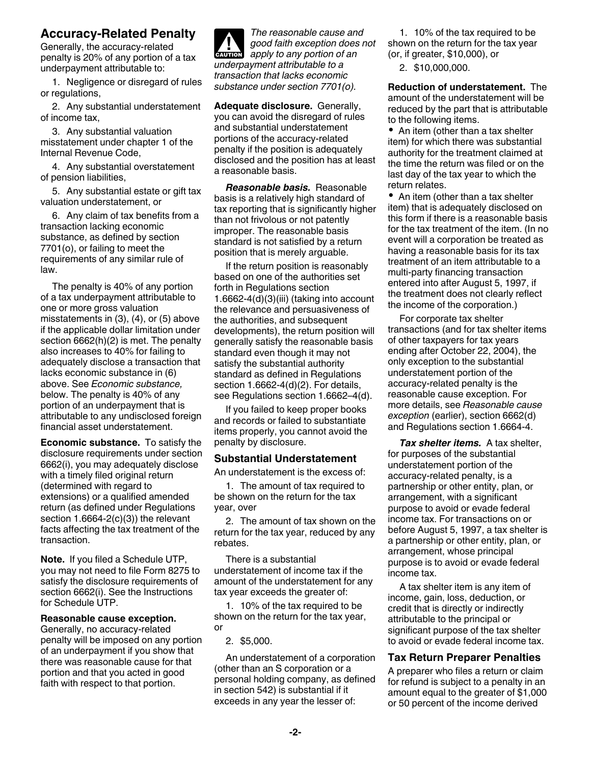## Accuracy-Related Penalty

Generally, the accuracy-related penalty is 20% of any portion of a tax underpayment attributable to:

1. Negligence or disregard of rules or regulations,
2. Any substantial understatement of income tax,
3. Any substantial valuation misstatement under chapter 1 of the Internal Revenue Code,
4. Any substantial overstatement of pension liabilities,
5. Any substantial estate or gift tax valuation understatement, or
6. Any claim of tax benefits from a transaction lacking economic substance, as defined by section 7701(o), or failing to meet the requirements of any similar rule of law.

The penalty is 40% of any portion of a tax underpayment attributable to one or more gross valuation misstatements in (3), (4), or (5) above if the applicable dollar limitation under section 6662(h)(2) is met. The penalty also increases to 40% for failing to adequately disclose a transaction that lacks economic substance in (6) above. See *Economic substance,* below. The penalty is 40% of any portion of an underpayment that is attributable to any undisclosed foreign financial asset understatement.

**Economic substance.** To satisfy the disclosure requirements under section 6662(i), you may adequately disclose with a timely filed original return (determined with regard to extensions) or a qualified amended return (as defined under Regulations section 1.6664-2(c)(3)) the relevant facts affecting the tax treatment of the transaction.

**Note.** If you filed a Schedule UTP, you may not need to file Form 8275 to satisfy the disclosure requirements of section 6662(i). See the Instructions for Schedule UTP.

**Reasonable cause exception.** Generally, no accuracy-related penalty will be imposed on any portion of an underpayment if you show that there was reasonable cause for that portion and that you acted in good faith with respect to that portion.

**CAUTION:** *The reasonable cause and good faith exception does not apply to any portion of an underpayment attributable to a transaction that lacks economic substance under section 7701(o).*

**Adequate disclosure.** Generally, you can avoid the disregard of rules and substantial understatement portions of the accuracy-related penalty if the position is adequately disclosed and the position has at least a reasonable basis.

***Reasonable basis.*** Reasonable basis is a relatively high standard of tax reporting that is significantly higher than not frivolous or not patently improper. The reasonable basis standard is not satisfied by a return position that is merely arguable.

If the return position is reasonably based on one of the authorities set forth in Regulations section 1.6662-4(d)(3)(iii) (taking into account the relevance and persuasiveness of the authorities, and subsequent developments), the return position will generally satisfy the reasonable basis standard even though it may not satisfy the substantial authority standard as defined in Regulations section 1.6662-4(d)(2). For details, see Regulations section 1.6662–4(d).

If you failed to keep proper books and records or failed to substantiate items properly, you cannot avoid the penalty by disclosure.

### Substantial Understatement

An understatement is the excess of:

1. The amount of tax required to be shown on the return for the tax year, over
2. The amount of tax shown on the return for the tax year, reduced by any rebates.

There is a substantial understatement of income tax if the amount of the understatement for any tax year exceeds the greater of:

1. 10% of the tax required to be shown on the return for the tax year, or
2. $5,000.

An understatement of a corporation (other than an S corporation or a personal holding company, as defined in section 542) is substantial if it exceeds in any year the lesser of:

1. 10% of the tax required to be shown on the return for the tax year (or, if greater, $10,000), or
2. $10,000,000.

**Reduction of understatement.** The amount of the understatement will be reduced by the part that is attributable to the following items.

- An item (other than a tax shelter item) for which there was substantial authority for the treatment claimed at the time the return was filed or on the last day of the tax year to which the return relates.
- An item (other than a tax shelter item) that is adequately disclosed on this form if there is a reasonable basis for the tax treatment of the item. (In no event will a corporation be treated as having a reasonable basis for its tax treatment of an item attributable to a multi-party financing transaction entered into after August 5, 1997, if the treatment does not clearly reflect the income of the corporation.)

For corporate tax shelter transactions (and for tax shelter items of other taxpayers for tax years ending after October 22, 2004), the only exception to the substantial understatement portion of the accuracy-related penalty is the reasonable cause exception. For more details, see *Reasonable cause exception* (earlier), section 6662(d) and Regulations section 1.6664-4.

***Tax shelter items.*** A tax shelter, for purposes of the substantial understatement portion of the accuracy-related penalty, is a partnership or other entity, plan, or arrangement, with a significant purpose to avoid or evade federal income tax. For transactions on or before August 5, 1997, a tax shelter is a partnership or other entity, plan, or arrangement, whose principal purpose is to avoid or evade federal income tax.

A tax shelter item is any item of income, gain, loss, deduction, or credit that is directly or indirectly attributable to the principal or significant purpose of the tax shelter to avoid or evade federal income tax.

### Tax Return Preparer Penalties

A preparer who files a return or claim for refund is subject to a penalty in an amount equal to the greater of $1,000 or 50 percent of the income derived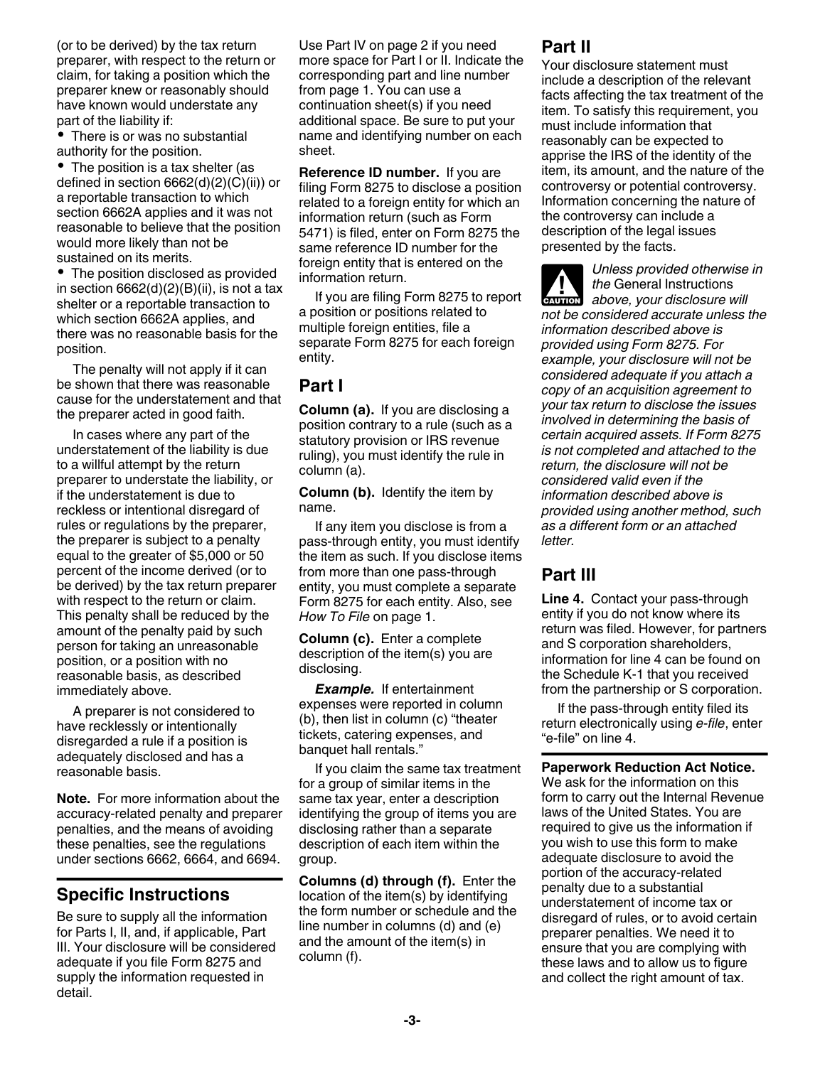(or to be derived) by the tax return preparer, with respect to the return or claim, for taking a position which the preparer knew or reasonably should have known would understate any part of the liability if:

- There is or was no substantial authority for the position.
- The position is a tax shelter (as defined in section 6662(d)(2)(C)(ii)) or a reportable transaction to which section 6662A applies and it was not reasonable to believe that the position would more likely than not be sustained on its merits.
- The position disclosed as provided in section 6662(d)(2)(B)(ii), is not a tax shelter or a reportable transaction to which section 6662A applies, and there was no reasonable basis for the position.

The penalty will not apply if it can be shown that there was reasonable cause for the understatement and that the preparer acted in good faith.

In cases where any part of the understatement of the liability is due to a willful attempt by the return preparer to understate the liability, or if the understatement is due to reckless or intentional disregard of rules or regulations by the preparer, the preparer is subject to a penalty equal to the greater of $5,000 or 50 percent of the income derived (or to be derived) by the tax return preparer with respect to the return or claim. This penalty shall be reduced by the amount of the penalty paid by such person for taking an unreasonable position, or a position with no reasonable basis, as described immediately above.

A preparer is not considered to have recklessly or intentionally disregarded a rule if a position is adequately disclosed and has a reasonable basis.

**Note.** For more information about the accuracy-related penalty and preparer penalties, and the means of avoiding these penalties, see the regulations under sections 6662, 6664, and 6694.

## Specific Instructions

Be sure to supply all the information for Parts I, II, and, if applicable, Part III. Your disclosure will be considered adequate if you file Form 8275 and supply the information requested in detail.

Use Part IV on page 2 if you need more space for Part I or II. Indicate the corresponding part and line number from page 1. You can use a continuation sheet(s) if you need additional space. Be sure to put your name and identifying number on each sheet.

**Reference ID number.** If you are filing Form 8275 to disclose a position related to a foreign entity for which an information return (such as Form 5471) is filed, enter on Form 8275 the same reference ID number for the foreign entity that is entered on the information return.

If you are filing Form 8275 to report a position or positions related to multiple foreign entities, file a separate Form 8275 for each foreign entity.

## Part I

**Column (a).** If you are disclosing a position contrary to a rule (such as a statutory provision or IRS revenue ruling), you must identify the rule in column (a).

**Column (b).** Identify the item by name.

If any item you disclose is from a pass-through entity, you must identify the item as such. If you disclose items from more than one pass-through entity, you must complete a separate Form 8275 for each entity. Also, see *How To File* on page 1.

**Column (c).** Enter a complete description of the item(s) you are disclosing.

***Example.*** If entertainment expenses were reported in column (b), then list in column (c) "theater tickets, catering expenses, and banquet hall rentals."

If you claim the same tax treatment for a group of similar items in the same tax year, enter a description identifying the group of items you are disclosing rather than a separate description of each item within the group.

**Columns (d) through (f).** Enter the location of the item(s) by identifying the form number or schedule and the line number in columns (d) and (e) and the amount of the item(s) in column (f).

## Part II

Your disclosure statement must include a description of the relevant facts affecting the tax treatment of the item. To satisfy this requirement, you must include information that reasonably can be expected to apprise the IRS of the identity of the item, its amount, and the nature of the controversy or potential controversy. Information concerning the nature of the controversy can include a description of the legal issues presented by the facts.

**CAUTION** *Unless provided otherwise in the* General Instructions *above, your disclosure will not be considered accurate unless the information described above is provided using Form 8275. For example, your disclosure will not be considered adequate if you attach a copy of an acquisition agreement to your tax return to disclose the issues involved in determining the basis of certain acquired assets. If Form 8275 is not completed and attached to the return, the disclosure will not be considered valid even if the information described above is provided using another method, such as a different form or an attached letter.*

## Part III

**Line 4.** Contact your pass-through entity if you do not know where its return was filed. However, for partners and S corporation shareholders, information for line 4 can be found on the Schedule K-1 that you received from the partnership or S corporation.

If the pass-through entity filed its return electronically using *e-file*, enter "e-file" on line 4.

**Paperwork Reduction Act Notice.** We ask for the information on this form to carry out the Internal Revenue laws of the United States. You are required to give us the information if you wish to use this form to make adequate disclosure to avoid the portion of the accuracy-related penalty due to a substantial understatement of income tax or disregard of rules, or to avoid certain preparer penalties. We need it to ensure that you are complying with these laws and to allow us to figure and collect the right amount of tax.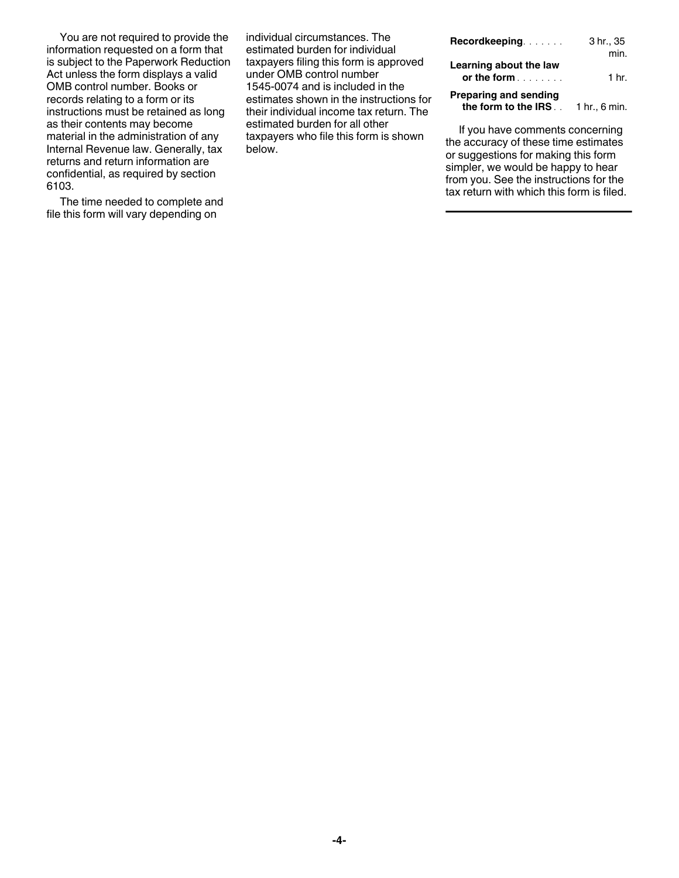You are not required to provide the information requested on a form that is subject to the Paperwork Reduction Act unless the form displays a valid OMB control number. Books or records relating to a form or its instructions must be retained as long as their contents may become material in the administration of any Internal Revenue law. Generally, tax returns and return information are confidential, as required by section 6103.

The time needed to complete and file this form will vary depending on individual circumstances. The estimated burden for individual taxpayers filing this form is approved under OMB control number 1545-0074 and is included in the estimates shown in the instructions for their individual income tax return. The estimated burden for all other taxpayers who file this form is shown below.

| | |
|---|---|
| **Recordkeeping** | 3 hr., 35 min. |
| **Learning about the law or the form** | 1 hr. |
| **Preparing and sending the form to the IRS** | 1 hr., 6 min. |

If you have comments concerning the accuracy of these time estimates or suggestions for making this form simpler, we would be happy to hear from you. See the instructions for the tax return with which this form is filed.